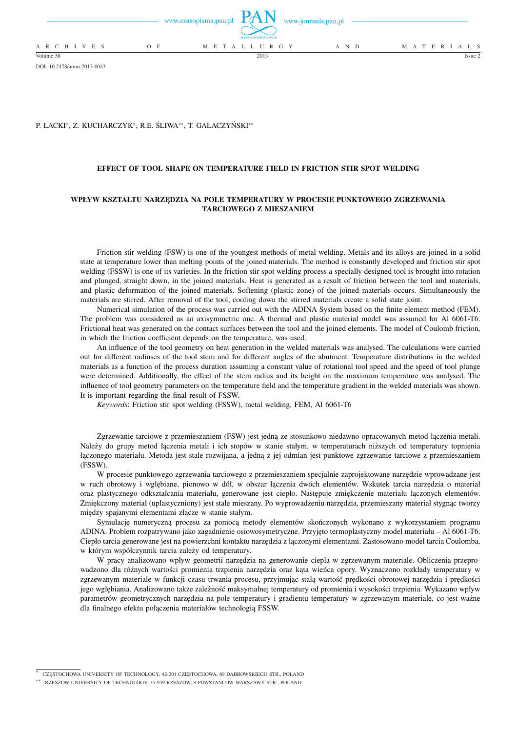DOI: 10.2478/amm-2013-0043

P. LACKI[*], Z. KUCHARCZYK[*], R.E. ŚLIWA[**], T. GAŁACZYŃSKI[**]

# EFFECT OF TOOL SHAPE ON TEMPERATURE FIELD IN FRICTION STIR SPOT WELDING

# WPŁYW KSZTAŁTU NARZĘDZIA NA POLE TEMPERATURY W PROCESIE PUNKTOWEGO ZGRZEWANIA TARCIOWEGO Z MIESZANIEM

Friction stir welding (FSW) is one of the youngest methods of metal welding. Metals and its alloys are joined in a solid state at temperature lower than melting points of the joined materials. The method is constantly developed and friction stir spot welding (FSSW) is one of its varieties. In the friction stir spot welding process a specially designed tool is brought into rotation and plunged, straight down, in the joined materials. Heat is generated as a result of friction between the tool and materials, and plastic deformation of the joined materials. Softening (plastic zone) of the joined materials occurs. Simultaneously the materials are stirred. After removal of the tool, cooling down the stirred materials create a solid state joint.

Numerical simulation of the process was carried out with the ADINA System based on the finite element method (FEM). The problem was considered as an axisymmetric one. A thermal and plastic material model was assumed for Al 6061-T6. Frictional heat was generated on the contact surfaces between the tool and the joined elements. The model of Coulomb friction, in which the friction coefficient depends on the temperature, was used.

An influence of the tool geometry on heat generation in the welded materials was analysed. The calculations were carried out for different radiuses of the tool stem and for different angles of the abutment. Temperature distributions in the welded materials as a function of the process duration assuming a constant value of rotational tool speed and the speed of tool plunge were determined. Additionally, the effect of the stem radius and its height on the maximum temperature was analysed. The influence of tool geometry parameters on the temperature field and the temperature gradient in the welded materials was shown. It is important regarding the final result of FSSW.

*Keywords*: Friction stir spot welding (FSSW), metal welding, FEM, Al 6061-T6

Zgrzewanie tarciowe z przemieszaniem (FSW) jest jedną ze stosunkowo niedawno opracowanych metod łączenia metali. Należy do grupy metod łączenia metali i ich stopów w stanie stałym, w temperaturach niższych od temperatury topnienia łączonego materiału. Metoda jest stale rozwijana, a jedną z jej odmian jest punktowe zgrzewanie tarciowe z przemieszaniem (FSSW).

W procesie punktowego zgrzewania tarciowego z przemieszaniem specjalnie zaprojektowane narzędzie wprowadzane jest w ruch obrotowy i wgłębiane, pionowo w dół, w obszar łączenia dwóch elementów. Wskutek tarcia narzędzia o materiał oraz plastycznego odkształcania materiału, generowane jest ciepło. Następuje zmiękczenie materiału łączonych elementów. Zmiękczony materiał (uplastyczniony) jest stale mieszany. Po wyprowadzeniu narzędzia, przemieszany materiał stygnąc tworzy między spajanymi elementami złącze w stanie stałym.

Symulację numeryczną procesu za pomocą metody elementów skończonych wykonano z wykorzystaniem programu ADINA. Problem rozpatrywano jako zagadnienie osiowosymetryczne. Przyjęto termoplastyczny model materiału – Al 6061-T6. Ciepło tarcia generowane jest na powierzchni kontaktu narzędzia z łączonymi elementami. Zastosowano model tarcia Coulomba, w którym współczynnik tarcia zależy od temperatury.

W pracy analizowano wpływ geometrii narzędzia na generowanie ciepła w zgrzewanym materiale. Obliczenia przeprowadzono dla różnych wartości promienia trzpienia narzędzia oraz kąta wieńca opory. Wyznaczono rozkłady temperatury w zgrzewanym materiale w funkcji czasu trwania procesu, przyjmując stałą wartość prędkości obrotowej narzędzia i prędkości jego wgłębiania. Analizowano także zależność maksymalnej temperatury od promienia i wysokości trzpienia. Wykazano wpływ parametrów geometrycznych narzędzia na pole temperatury i gradientu temperatury w zgrzewanym materiale, co jest ważne dla finalnego efektu połączenia materiałów technologią FSSW.

[*] CZĘSTOCHOWA UNIVERSITY OF TECHNOLOGY, 42-201 CZĘSTOCHOWA, 69 DĄBROWSKIEGO STR., POLAND

[**] RZESZOW UNIVERSITY OF TECHNOLOGY, 35-959 RZESZÓW, 8 POWSTAŃCÓW WARSZAWY STR., POLAND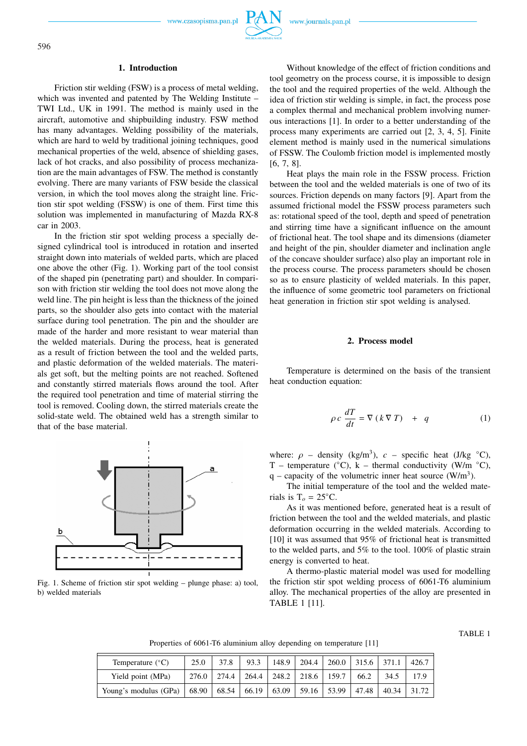## 1. Introduction

Friction stir welding (FSW) is a process of metal welding, which was invented and patented by The Welding Institute – TWI Ltd., UK in 1991. The method is mainly used in the aircraft, automotive and shipbuilding industry. FSW method has many advantages. Welding possibility of the materials, which are hard to weld by traditional joining techniques, good mechanical properties of the weld, absence of shielding gases, lack of hot cracks, and also possibility of process mechanization are the main advantages of FSW. The method is constantly evolving. There are many variants of FSW beside the classical version, in which the tool moves along the straight line. Friction stir spot welding (FSSW) is one of them. First time this solution was implemented in manufacturing of Mazda RX-8 car in 2003.

In the friction stir spot welding process a specially designed cylindrical tool is introduced in rotation and inserted straight down into materials of welded parts, which are placed one above the other (Fig. 1). Working part of the tool consist of the shaped pin (penetrating part) and shoulder. In comparison with friction stir welding the tool does not move along the weld line. The pin height is less than the thickness of the joined parts, so the shoulder also gets into contact with the material surface during tool penetration. The pin and the shoulder are made of the harder and more resistant to wear material than the welded materials. During the process, heat is generated as a result of friction between the tool and the welded parts, and plastic deformation of the welded materials. The materials get soft, but the melting points are not reached. Softened and constantly stirred materials flows around the tool. After the required tool penetration and time of material stirring the tool is removed. Cooling down, the stirred materials create the solid-state weld. The obtained weld has a strength similar to that of the base material.

Fig. 1. Scheme of friction stir spot welding – plunge phase: a) tool, b) welded materials

Without knowledge of the effect of friction conditions and tool geometry on the process course, it is impossible to design the tool and the required properties of the weld. Although the idea of friction stir welding is simple, in fact, the process pose a complex thermal and mechanical problem involving numerous interactions [1]. In order to a better understanding of the process many experiments are carried out [2, 3, 4, 5]. Finite element method is mainly used in the numerical simulations of FSSW. The Coulomb friction model is implemented mostly [6, 7, 8].

Heat plays the main role in the FSSW process. Friction between the tool and the welded materials is one of two of its sources. Friction depends on many factors [9]. Apart from the assumed frictional model the FSSW process parameters such as: rotational speed of the tool, depth and speed of penetration and stirring time have a significant influence on the amount of frictional heat. The tool shape and its dimensions (diameter and height of the pin, shoulder diameter and inclination angle of the concave shoulder surface) also play an important role in the process course. The process parameters should be chosen so as to ensure plasticity of welded materials. In this paper, the influence of some geometric tool parameters on frictional heat generation in friction stir spot welding is analysed.

## 2. Process model

Temperature is determined on the basis of the transient heat conduction equation:

$$\rho c \frac{dT}{dt} = \nabla (k \nabla T) + q \tag{1}$$

where: $\rho$ – density (kg/m$^3$), $c$ – specific heat (J/kg °C), T – temperature (°C), k – thermal conductivity (W/m °C), q – capacity of the volumetric inner heat source (W/m$^3$).

The initial temperature of the tool and the welded materials is $T_o$ = 25°C.

As it was mentioned before, generated heat is a result of friction between the tool and the welded materials, and plastic deformation occurring in the welded materials. According to [10] it was assumed that 95% of frictional heat is transmitted to the welded parts, and 5% to the tool. 100% of plastic strain energy is converted to heat.

A thermo-plastic material model was used for modelling the friction stir spot welding process of 6061-T6 aluminium alloy. The mechanical properties of the alloy are presented in TABLE 1 [11].

TABLE 1

Properties of 6061-T6 aluminium alloy depending on temperature [11]

| Temperature (°C) | 25.0 | 37.8 | 93.3 | 148.9 | 204.4 | 260.0 | 315.6 | 371.1 | 426.7 |
|---|---|---|---|---|---|---|---|---|---|
| Yield point (MPa) | 276.0 | 274.4 | 264.4 | 248.2 | 218.6 | 159.7 | 66.2 | 34.5 | 17.9 |
| Young's modulus (GPa) | 68.90 | 68.54 | 66.19 | 63.09 | 59.16 | 53.99 | 47.48 | 40.34 | 31.72 |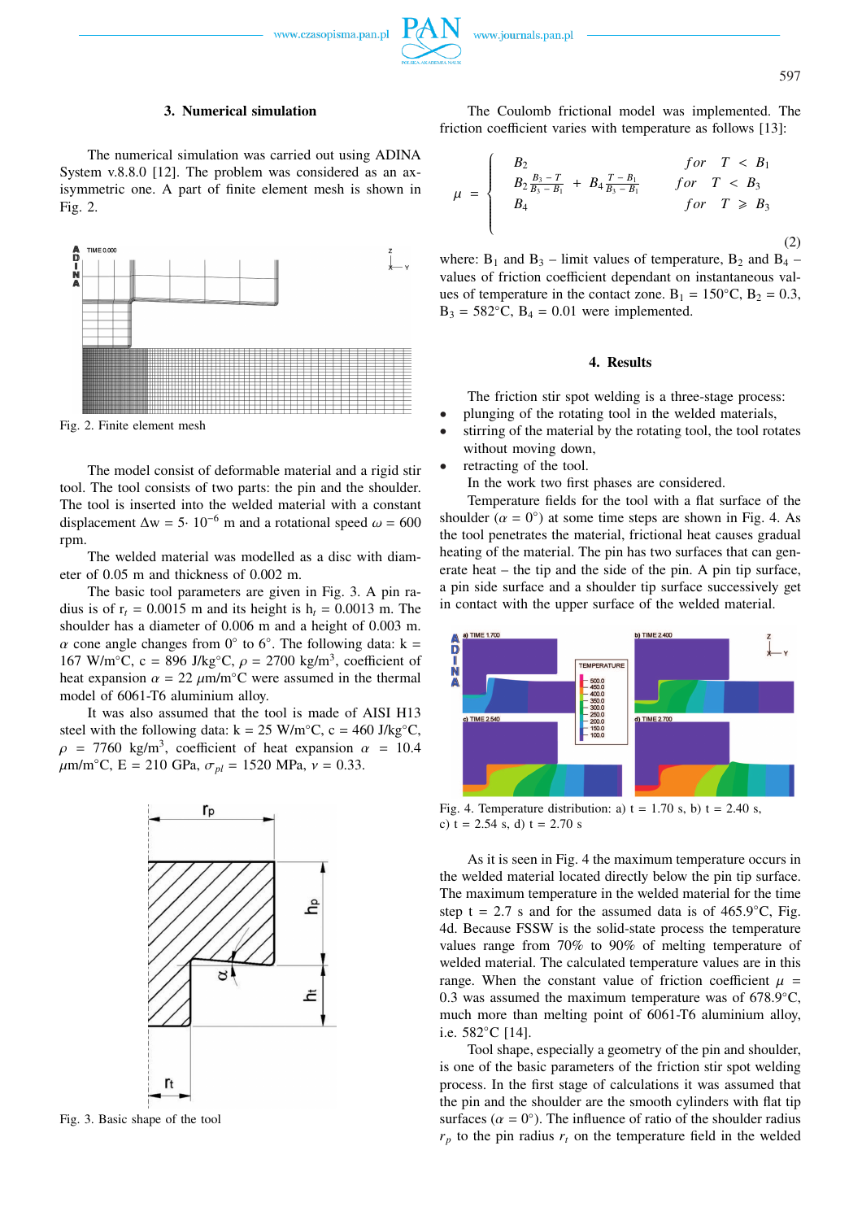## 3. Numerical simulation

The numerical simulation was carried out using ADINA System v.8.8.0 [12]. The problem was considered as an axisymmetric one. A part of finite element mesh is shown in Fig. 2.

Fig. 2. Finite element mesh

The model consist of deformable material and a rigid stir tool. The tool consists of two parts: the pin and the shoulder. The tool is inserted into the welded material with a constant displacement $\Delta w = 5 \cdot 10^{-6}$ m and a rotational speed $\omega = 600$ rpm.

The welded material was modelled as a disc with diameter of 0.05 m and thickness of 0.002 m.

The basic tool parameters are given in Fig. 3. A pin radius is of $r_t = 0.0015$ m and its height is $h_t = 0.0013$ m. The shoulder has a diameter of 0.006 m and a height of 0.003 m. $\alpha$ cone angle changes from 0° to 6°. The following data: k = 167 W/m°C, c = 896 J/kg°C, $\rho$ = 2700 kg/m$^3$, coefficient of heat expansion $\alpha$ = 22 $\mu$m/m°C were assumed in the thermal model of 6061-T6 aluminium alloy.

It was also assumed that the tool is made of AISI H13 steel with the following data: k = 25 W/m°C, c = 460 J/kg°C, $\rho$ = 7760 kg/m$^3$, coefficient of heat expansion $\alpha$ = 10.4 $\mu$m/m°C, E = 210 GPa, $\sigma_{pl}$ = 1520 MPa, $\nu$ = 0.33.

Fig. 3. Basic shape of the tool

The Coulomb frictional model was implemented. The friction coefficient varies with temperature as follows [13]:

$$\mu = \begin{cases} B_2 & for \quad T < B_1 \\ B_2^{\frac{B_3 - T}{B_3 - B_1}} + B_4^{\frac{T - B_1}{B_3 - B_1}} & for \quad T < B_3 \\ B_4 & for \quad T \geqslant B_3 \end{cases} \tag{2}$$

where: $B_1$ and $B_3$ – limit values of temperature, $B_2$ and $B_4$ – values of friction coefficient dependant on instantaneous values of temperature in the contact zone. $B_1$ = 150°C, $B_2$ = 0.3, $B_3$ = 582°C, $B_4$ = 0.01 were implemented.

## 4. Results

The friction stir spot welding is a three-stage process:

- plunging of the rotating tool in the welded materials,
- stirring of the material by the rotating tool, the tool rotates without moving down,
- retracting of the tool.

In the work two first phases are considered.

Temperature fields for the tool with a flat surface of the shoulder ($\alpha$ = 0°) at some time steps are shown in Fig. 4. As the tool penetrates the material, frictional heat causes gradual heating of the material. The pin has two surfaces that can generate heat – the tip and the side of the pin. A pin tip surface, a pin side surface and a shoulder tip surface successively get in contact with the upper surface of the welded material.

Fig. 4. Temperature distribution: a) t = 1.70 s, b) t = 2.40 s, c) t = 2.54 s, d) t = 2.70 s

As it is seen in Fig. 4 the maximum temperature occurs in the welded material located directly below the pin tip surface. The maximum temperature in the welded material for the time step t = 2.7 s and for the assumed data is of 465.9°C, Fig. 4d. Because FSSW is the solid-state process the temperature values range from 70% to 90% of melting temperature of welded material. The calculated temperature values are in this range. When the constant value of friction coefficient $\mu$ = 0.3 was assumed the maximum temperature was of 678.9°C, much more than melting point of 6061-T6 aluminium alloy, i.e. 582°C [14].

Tool shape, especially a geometry of the pin and shoulder, is one of the basic parameters of the friction stir spot welding process. In the first stage of calculations it was assumed that the pin and the shoulder are the smooth cylinders with flat tip surfaces ($\alpha$ = 0°). The influence of ratio of the shoulder radius $r_p$ to the pin radius $r_t$ on the temperature field in the welded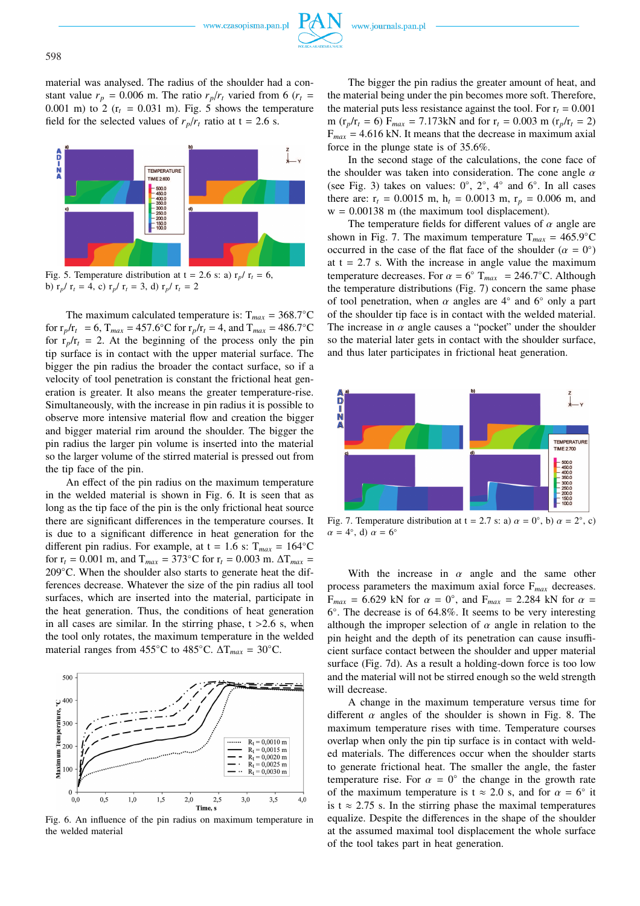material was analysed. The radius of the shoulder had a constant value $r_p$ = 0.006 m. The ratio $r_p/r_t$ varied from 6 ($r_t$ = 0.001 m) to 2 ($r_t$ = 0.031 m). Fig. 5 shows the temperature field for the selected values of $r_p/r_t$ ratio at t = 2.6 s.

Fig. 5. Temperature distribution at t = 2.6 s: a) $r_p/r_t$ = 6, b) $r_p/r_t$ = 4, c) $r_p/r_t$ = 3, d) $r_p/r_t$ = 2

The maximum calculated temperature is: $T_{max}$ = 368.7°C for $r_p/r_t$ = 6, $T_{max}$ = 457.6°C for $r_p/r_t$ = 4, and $T_{max}$ = 486.7°C for $r_p/r_t$ = 2. At the beginning of the process only the pin tip surface is in contact with the upper material surface. The bigger the pin radius the broader the contact surface, so if a velocity of tool penetration is constant the frictional heat generation is greater. It also means the greater temperature-rise. Simultaneously, with the increase in pin radius it is possible to observe more intensive material flow and creation the bigger and bigger material rim around the shoulder. The bigger the pin radius the larger pin volume is inserted into the material so the larger volume of the stirred material is pressed out from the tip face of the pin.

An effect of the pin radius on the maximum temperature in the welded material is shown in Fig. 6. It is seen that as long as the tip face of the pin is the only frictional heat source there are significant differences in the temperature courses. It is due to a significant difference in heat generation for the different pin radius. For example, at t = 1.6 s: $T_{max}$ = 164°C for $r_t$ = 0.001 m, and $T_{max}$ = 373°C for $r_t$ = 0.003 m. $\Delta T_{max}$ = 209°C. When the shoulder also starts to generate heat the differences decrease. Whatever the size of the pin radius all tool surfaces, which are inserted into the material, participate in the heat generation. Thus, the conditions of heat generation in all cases are similar. In the stirring phase, t >2.6 s, when the tool only rotates, the maximum temperature in the welded material ranges from 455°C to 485°C. $\Delta T_{max}$ = 30°C.

Fig. 6. An influence of the pin radius on maximum temperature in the welded material

The bigger the pin radius the greater amount of heat, and the material being under the pin becomes more soft. Therefore, the material puts less resistance against the tool. For $r_t$ = 0.001 m ($r_p/r_t$ = 6) $F_{max}$ = 7.173kN and for $r_t$ = 0.003 m ($r_p/r_t$ = 2) $F_{max}$ = 4.616 kN. It means that the decrease in maximum axial force in the plunge state is of 35.6%.

In the second stage of the calculations, the cone face of the shoulder was taken into consideration. The cone angle $\alpha$ (see Fig. 3) takes on values: 0°, 2°, 4° and 6°. In all cases there are: $r_t$ = 0.0015 m, $h_t$ = 0.0013 m, $r_p$ = 0.006 m, and w = 0.00138 m (the maximum tool displacement).

The temperature fields for different values of $\alpha$ angle are shown in Fig. 7. The maximum temperature $T_{max}$ = 465.9°C occurred in the case of the flat face of the shoulder ($\alpha$ = 0°) at t = 2.7 s. With the increase in angle value the maximum temperature decreases. For $\alpha$ = 6° $T_{max}$ = 246.7°C. Although the temperature distributions (Fig. 7) concern the same phase of tool penetration, when $\alpha$ angles are 4° and 6° only a part of the shoulder tip face is in contact with the welded material. The increase in $\alpha$ angle causes a "pocket" under the shoulder so the material later gets in contact with the shoulder surface, and thus later participates in frictional heat generation.

Fig. 7. Temperature distribution at t = 2.7 s: a) $\alpha$ = 0°, b) $\alpha$ = 2°, c) $\alpha$ = 4°, d) $\alpha$ = 6°

With the increase in $\alpha$ angle and the same other process parameters the maximum axial force $F_{max}$ decreases. $F_{max}$ = 6.629 kN for $\alpha$ = 0°, and $F_{max}$ = 2.284 kN for $\alpha$ = 6°. The decrease is of 64.8%. It seems to be very interesting although the improper selection of $\alpha$ angle in relation to the pin height and the depth of its penetration can cause insufficient surface contact between the shoulder and upper material surface (Fig. 7d). As a result a holding-down force is too low and the material will not be stirred enough so the weld strength will decrease.

A change in the maximum temperature versus time for different $\alpha$ angles of the shoulder is shown in Fig. 8. The maximum temperature rises with time. Temperature courses overlap when only the pin tip surface is in contact with welded materials. The differences occur when the shoulder starts to generate frictional heat. The smaller the angle, the faster temperature rise. For $\alpha$ = 0° the change in the growth rate of the maximum temperature is t ≈ 2.0 s, and for $\alpha$ = 6° it is t ≈ 2.75 s. In the stirring phase the maximal temperatures equalize. Despite the differences in the shape of the shoulder at the assumed maximal tool displacement the whole surface of the tool takes part in heat generation.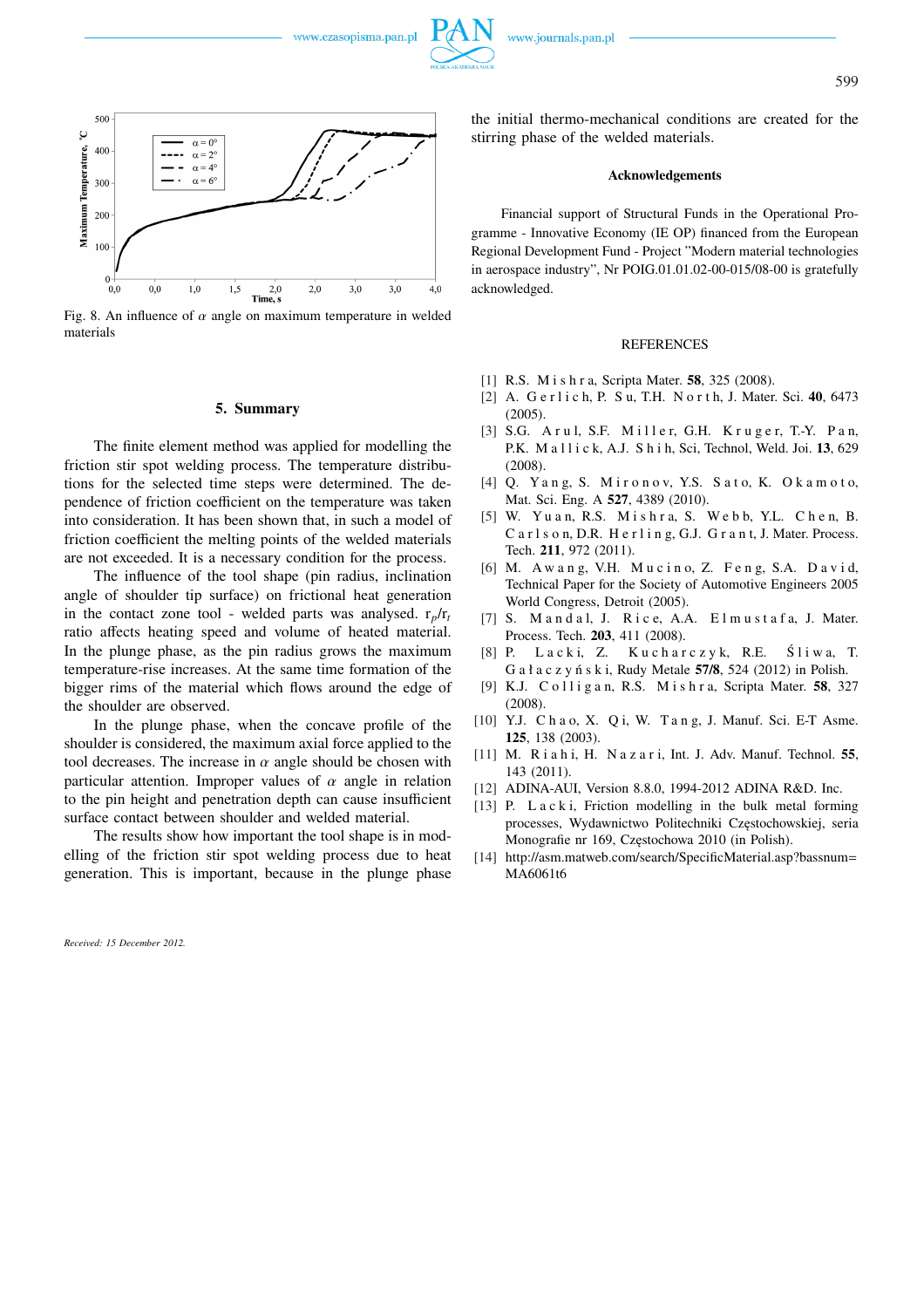Maximum Temperature, °C

500
400
300
200
100
0

0,0 0,0 1,0 1,5 2,0 2,0 3,0 3,0 4,0

Time, s

α = 0°
α = 2°
α = 4°
α = 6°

Fig. 8. An influence of $\alpha$ angle on maximum temperature in welded materials

## 5. Summary

The finite element method was applied for modelling the friction stir spot welding process. The temperature distributions for the selected time steps were determined. The dependence of friction coefficient on the temperature was taken into consideration. It has been shown that, in such a model of friction coefficient the melting points of the welded materials are not exceeded. It is a necessary condition for the process.

The influence of the tool shape (pin radius, inclination angle of shoulder tip surface) on frictional heat generation in the contact zone tool - welded parts was analysed. $r_p/r_t$ ratio affects heating speed and volume of heated material. In the plunge phase, as the pin radius grows the maximum temperature-rise increases. At the same time formation of the bigger rims of the material which flows around the edge of the shoulder are observed.

In the plunge phase, when the concave profile of the shoulder is considered, the maximum axial force applied to the tool decreases. The increase in $\alpha$ angle should be chosen with particular attention. Improper values of $\alpha$ angle in relation to the pin height and penetration depth can cause insufficient surface contact between shoulder and welded material.

The results show how important the tool shape is in modelling of the friction stir spot welding process due to heat generation. This is important, because in the plunge phase the initial thermo-mechanical conditions are created for the stirring phase of the welded materials.

### Acknowledgements

Financial support of Structural Funds in the Operational Programme - Innovative Economy (IE OP) financed from the European Regional Development Fund - Project "Modern material technologies in aerospace industry", Nr POIG.01.01.02-00-015/08-00 is gratefully acknowledged.

## REFERENCES

[1] R.S. Mishra, Scripta Mater. **58**, 325 (2008).

[2] A. Gerlich, P. Su, T.H. North, J. Mater. Sci. **40**, 6473 (2005).

[3] S.G. Arul, S.F. Miller, G.H. Kruger, T.-Y. Pan, P.K. Mallick, A.J. Shih, Sci, Technol, Weld. Joi. **13**, 629 (2008).

[4] Q. Yang, S. Mironov, Y.S. Sato, K. Okamoto, Mat. Sci. Eng. A **527**, 4389 (2010).

[5] W. Yuan, R.S. Mishra, S. Webb, Y.L. Chen, B. Carlson, D.R. Herling, G.J. Grant, J. Mater. Process. Tech. **211**, 972 (2011).

[6] M. Awang, V.H. Mucino, Z. Feng, S.A. David, Technical Paper for the Society of Automotive Engineers 2005 World Congress, Detroit (2005).

[7] S. Mandal, J. Rice, A.A. Elmustafa, J. Mater. Process. Tech. **203**, 411 (2008).

[8] P. Lacki, Z. Kucharczyk, R.E. Śliwa, T. Gałaczyński, Rudy Metale **57/8**, 524 (2012) in Polish.

[9] K.J. Colligan, R.S. Mishra, Scripta Mater. **58**, 327 (2008).

[10] Y.J. Chao, X. Qi, W. Tang, J. Manuf. Sci. E-T Asme. **125**, 138 (2003).

[11] M. Riahi, H. Nazari, Int. J. Adv. Manuf. Technol. **55**, 143 (2011).

[12] ADINA-AUI, Version 8.8.0, 1994-2012 ADINA R&D. Inc.

[13] P. Lacki, Friction modelling in the bulk metal forming processes, Wydawnictwo Politechniki Częstochowskiej, seria Monografie nr 169, Częstochowa 2010 (in Polish).

[14] http://asm.matweb.com/search/SpecificMaterial.asp?bassnum=MA6061t6

*Received: 15 December 2012.*